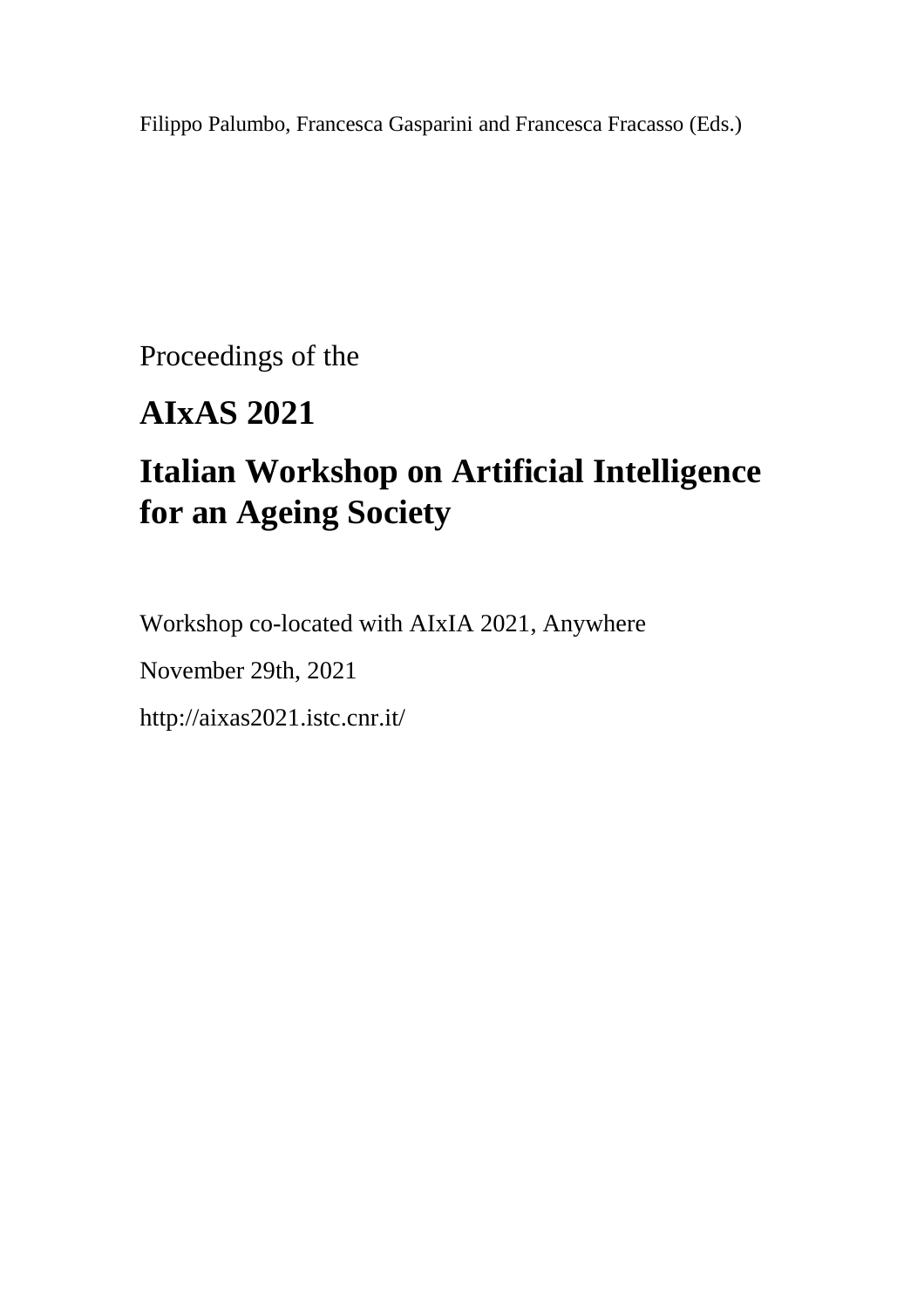Filippo Palumbo, Francesca Gasparini and Francesca Fracasso (Eds.)

Proceedings of the

# AIxAS 2021

# Italian Workshop on Artificial Intelligence for an Ageing Society

Workshop co-located with AIxIA 2021, Anywhere

November 29th, 2021

http://aixas2021.istc.cnr.it/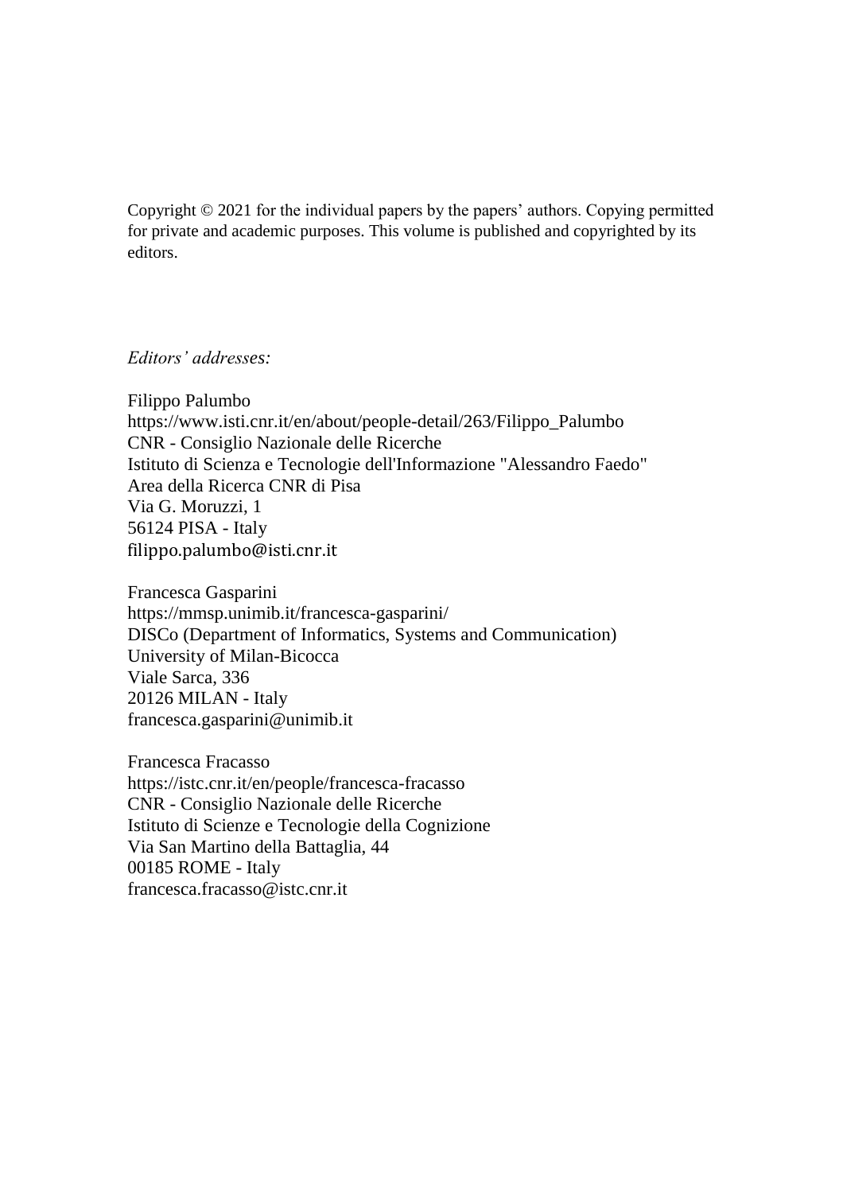Copyright © 2021 for the individual papers by the papers' authors. Copying permitted for private and academic purposes. This volume is published and copyrighted by its editors.

*Editors' addresses:*

Filippo Palumbo
https://www.isti.cnr.it/en/about/people-detail/263/Filippo_Palumbo
CNR - Consiglio Nazionale delle Ricerche
Istituto di Scienza e Tecnologie dell'Informazione "Alessandro Faedo"
Area della Ricerca CNR di Pisa
Via G. Moruzzi, 1
56124 PISA - Italy
filippo.palumbo@isti.cnr.it

Francesca Gasparini
https://mmsp.unimib.it/francesca-gasparini/
DISCo (Department of Informatics, Systems and Communication)
University of Milan-Bicocca
Viale Sarca, 336
20126 MILAN - Italy
francesca.gasparini@unimib.it

Francesca Fracasso
https://istc.cnr.it/en/people/francesca-fracasso
CNR - Consiglio Nazionale delle Ricerche
Istituto di Scienze e Tecnologie della Cognizione
Via San Martino della Battaglia, 44
00185 ROME - Italy
francesca.fracasso@istc.cnr.it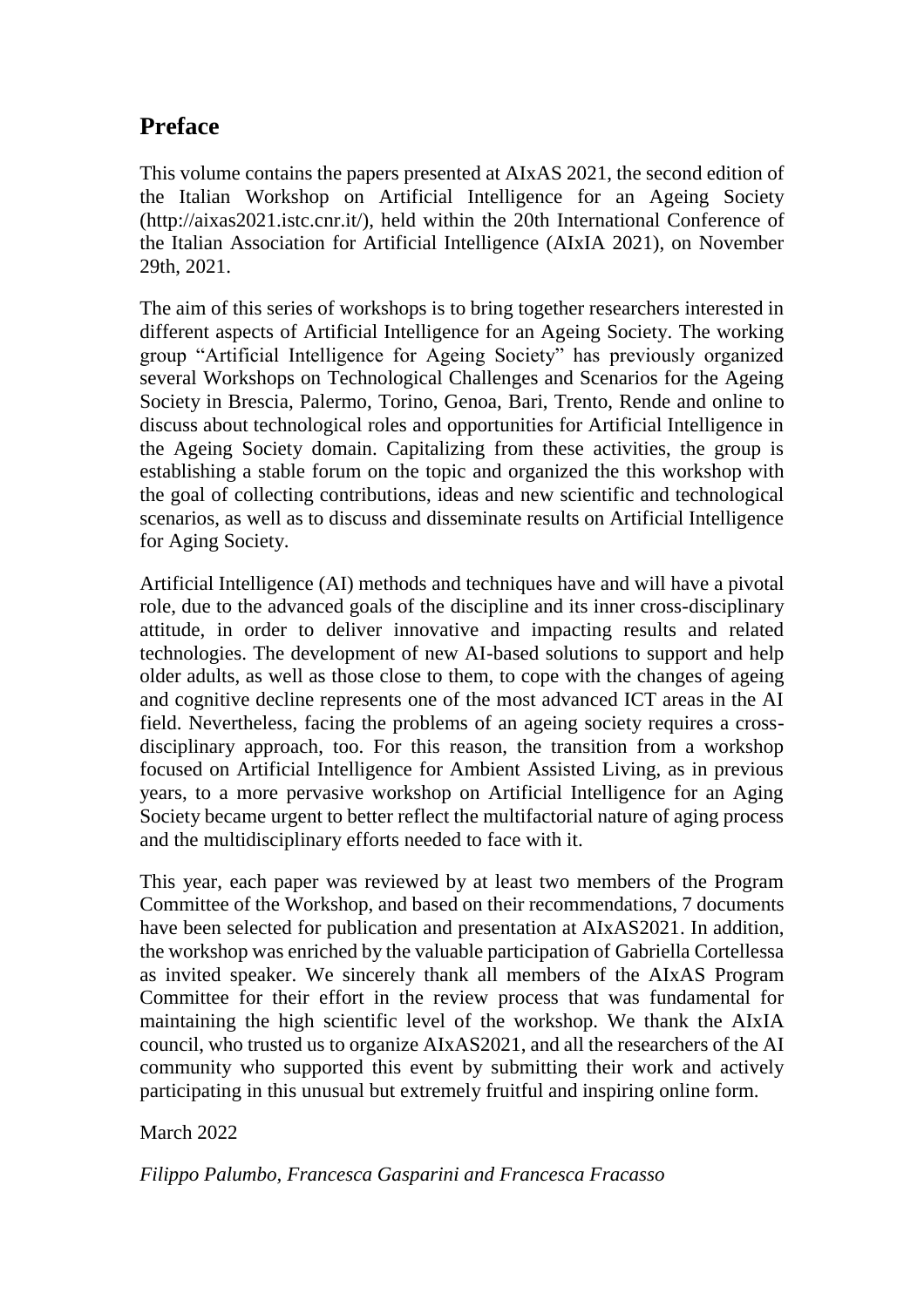# Preface

This volume contains the papers presented at AIxAS 2021, the second edition of the Italian Workshop on Artificial Intelligence for an Ageing Society (http://aixas2021.istc.cnr.it/), held within the 20th International Conference of the Italian Association for Artificial Intelligence (AIxIA 2021), on November 29th, 2021.

The aim of this series of workshops is to bring together researchers interested in different aspects of Artificial Intelligence for an Ageing Society. The working group "Artificial Intelligence for Ageing Society" has previously organized several Workshops on Technological Challenges and Scenarios for the Ageing Society in Brescia, Palermo, Torino, Genoa, Bari, Trento, Rende and online to discuss about technological roles and opportunities for Artificial Intelligence in the Ageing Society domain. Capitalizing from these activities, the group is establishing a stable forum on the topic and organized the this workshop with the goal of collecting contributions, ideas and new scientific and technological scenarios, as well as to discuss and disseminate results on Artificial Intelligence for Aging Society.

Artificial Intelligence (AI) methods and techniques have and will have a pivotal role, due to the advanced goals of the discipline and its inner cross-disciplinary attitude, in order to deliver innovative and impacting results and related technologies. The development of new AI-based solutions to support and help older adults, as well as those close to them, to cope with the changes of ageing and cognitive decline represents one of the most advanced ICT areas in the AI field. Nevertheless, facing the problems of an ageing society requires a cross-disciplinary approach, too. For this reason, the transition from a workshop focused on Artificial Intelligence for Ambient Assisted Living, as in previous years, to a more pervasive workshop on Artificial Intelligence for an Aging Society became urgent to better reflect the multifactorial nature of aging process and the multidisciplinary efforts needed to face with it.

This year, each paper was reviewed by at least two members of the Program Committee of the Workshop, and based on their recommendations, 7 documents have been selected for publication and presentation at AIxAS2021. In addition, the workshop was enriched by the valuable participation of Gabriella Cortellessa as invited speaker. We sincerely thank all members of the AIxAS Program Committee for their effort in the review process that was fundamental for maintaining the high scientific level of the workshop. We thank the AIxIA council, who trusted us to organize AIxAS2021, and all the researchers of the AI community who supported this event by submitting their work and actively participating in this unusual but extremely fruitful and inspiring online form.

March 2022

*Filippo Palumbo, Francesca Gasparini and Francesca Fracasso*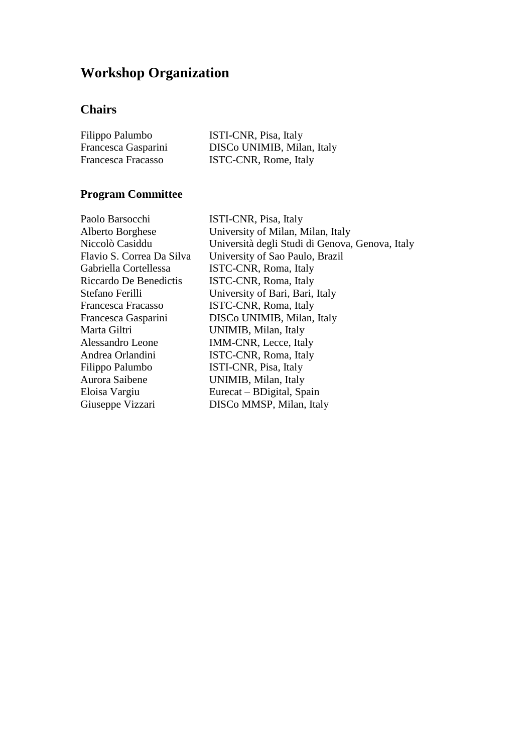# Workshop Organization

## Chairs

| | |
|---|---|
| Filippo Palumbo | ISTI-CNR, Pisa, Italy |
| Francesca Gasparini | DISCo UNIMIB, Milan, Italy |
| Francesca Fracasso | ISTC-CNR, Rome, Italy |

## Program Committee

| | |
|---|---|
| Paolo Barsocchi | ISTI-CNR, Pisa, Italy |
| Alberto Borghese | University of Milan, Milan, Italy |
| Niccolò Casiddu | Università degli Studi di Genova, Genova, Italy |
| Flavio S. Correa Da Silva | University of Sao Paulo, Brazil |
| Gabriella Cortellessa | ISTC-CNR, Roma, Italy |
| Riccardo De Benedictis | ISTC-CNR, Roma, Italy |
| Stefano Ferilli | University of Bari, Bari, Italy |
| Francesca Fracasso | ISTC-CNR, Roma, Italy |
| Francesca Gasparini | DISCo UNIMIB, Milan, Italy |
| Marta Giltri | UNIMIB, Milan, Italy |
| Alessandro Leone | IMM-CNR, Lecce, Italy |
| Andrea Orlandini | ISTC-CNR, Roma, Italy |
| Filippo Palumbo | ISTI-CNR, Pisa, Italy |
| Aurora Saibene | UNIMIB, Milan, Italy |
| Eloisa Vargiu | Eurecat – BDigital, Spain |
| Giuseppe Vizzari | DISCo MMSP, Milan, Italy |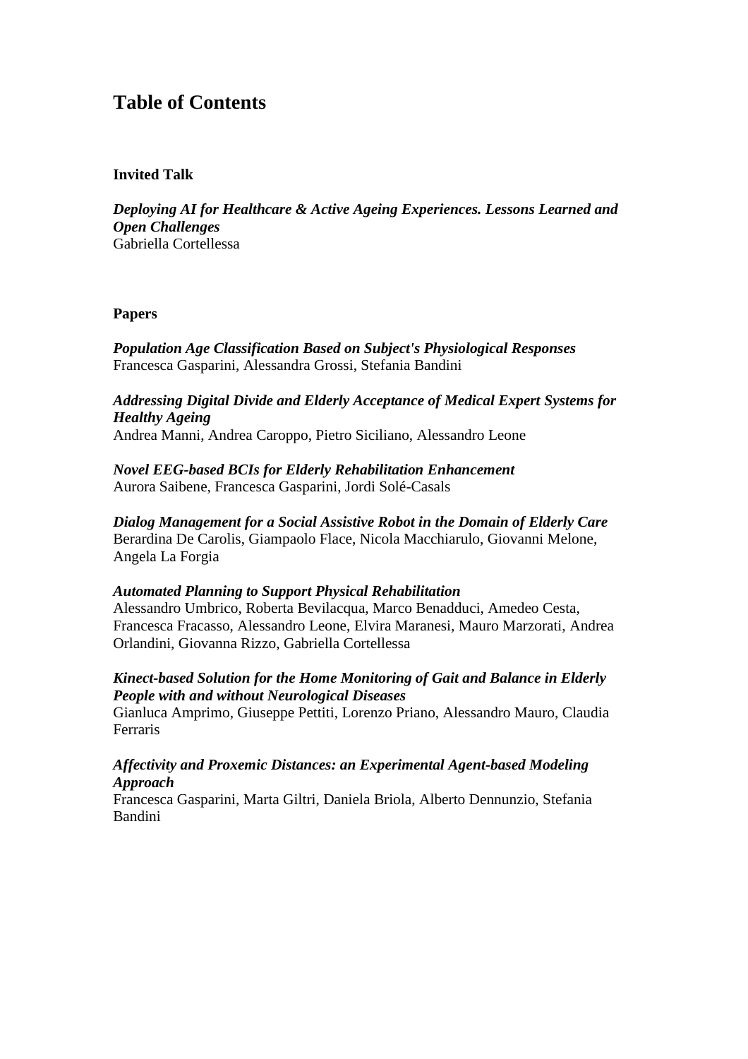# Table of Contents

**Invited Talk**

***Deploying AI for Healthcare & Active Ageing Experiences. Lessons Learned and Open Challenges***
Gabriella Cortellessa

**Papers**

***Population Age Classification Based on Subject's Physiological Responses***
Francesca Gasparini, Alessandra Grossi, Stefania Bandini

***Addressing Digital Divide and Elderly Acceptance of Medical Expert Systems for Healthy Ageing***
Andrea Manni, Andrea Caroppo, Pietro Siciliano, Alessandro Leone

***Novel EEG-based BCIs for Elderly Rehabilitation Enhancement***
Aurora Saibene, Francesca Gasparini, Jordi Solé-Casals

***Dialog Management for a Social Assistive Robot in the Domain of Elderly Care***
Berardina De Carolis, Giampaolo Flace, Nicola Macchiarulo, Giovanni Melone, Angela La Forgia

***Automated Planning to Support Physical Rehabilitation***
Alessandro Umbrico, Roberta Bevilacqua, Marco Benadduci, Amedeo Cesta, Francesca Fracasso, Alessandro Leone, Elvira Maranesi, Mauro Marzorati, Andrea Orlandini, Giovanna Rizzo, Gabriella Cortellessa

***Kinect-based Solution for the Home Monitoring of Gait and Balance in Elderly People with and without Neurological Diseases***
Gianluca Amprimo, Giuseppe Pettiti, Lorenzo Priano, Alessandro Mauro, Claudia Ferraris

***Affectivity and Proxemic Distances: an Experimental Agent-based Modeling Approach***
Francesca Gasparini, Marta Giltri, Daniela Briola, Alberto Dennunzio, Stefania Bandini